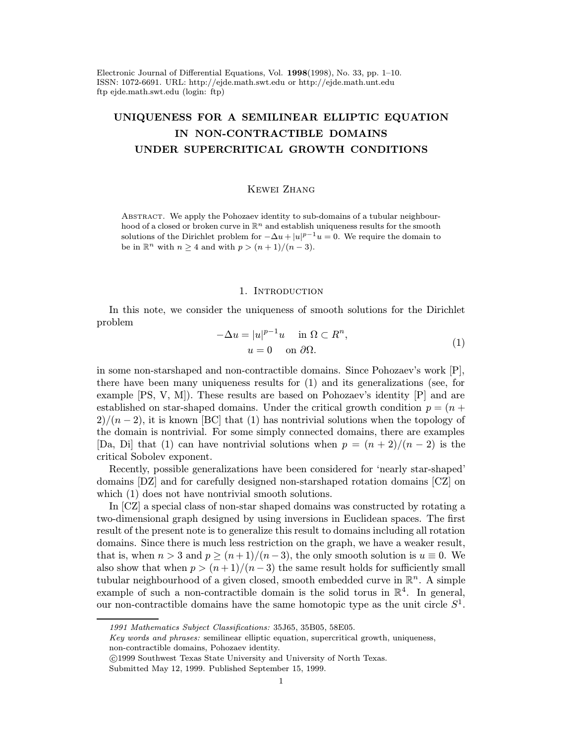Electronic Journal of Differential Equations, Vol. **1998**(1998), No. 33, pp. 1–10.
ISSN: 1072-6691. URL: http://ejde.math.swt.edu or http://ejde.math.unt.edu
ftp ejde.math.swt.edu (login: ftp)

# UNIQUENESS FOR A SEMILINEAR ELLIPTIC EQUATION IN NON-CONTRACTIBLE DOMAINS UNDER SUPERCRITICAL GROWTH CONDITIONS

Kewei Zhang

Abstract. We apply the Pohozaev identity to sub-domains of a tubular neighbourhood of a closed or broken curve in $\mathbb{R}^n$ and establish uniqueness results for the smooth solutions of the Dirichlet problem for $-\Delta u + |u|^{p-1}u = 0$. We require the domain to be in $\mathbb{R}^n$ with $n \geq 4$ and with $p > (n+1)/(n-3)$.

## 1. Introduction

In this note, we consider the uniqueness of smooth solutions for the Dirichlet problem

$$
\begin{aligned}
-\Delta u &= |u|^{p-1}u \quad \text{ in } \Omega \subset R^n, \\
u &= 0 \quad \text{ on } \partial\Omega.
\end{aligned}
\tag{1}
$$

in some non-starshaped and non-contractible domains. Since Pohozaev's work [P], there have been many uniqueness results for (1) and its generalizations (see, for example [PS, V, M]). These results are based on Pohozaev's identity [P] and are established on star-shaped domains. Under the critical growth condition $p = (n+2)/(n-2)$, it is known [BC] that (1) has nontrivial solutions when the topology of the domain is nontrivial. For some simply connected domains, there are examples [Da, Di] that (1) can have nontrivial solutions when $p = (n+2)/(n-2)$ is the critical Sobolev exponent.

Recently, possible generalizations have been considered for 'nearly star-shaped' domains [DZ] and for carefully designed non-starshaped rotation domains [CZ] on which (1) does not have nontrivial smooth solutions.

In [CZ] a special class of non-star shaped domains was constructed by rotating a two-dimensional graph designed by using inversions in Euclidean spaces. The first result of the present note is to generalize this result to domains including all rotation domains. Since there is much less restriction on the graph, we have a weaker result, that is, when $n > 3$ and $p \geq (n+1)/(n-3)$, the only smooth solution is $u \equiv 0$. We also show that when $p > (n+1)/(n-3)$ the same result holds for sufficiently small tubular neighbourhood of a given closed, smooth embedded curve in $\mathbb{R}^n$. A simple example of such a non-contractible domain is the solid torus in $\mathbb{R}^4$. In general, our non-contractible domains have the same homotopic type as the unit circle $S^1$.

---

*1991 Mathematics Subject Classifications:* 35J65, 35B05, 58E05.

*Key words and phrases:* semilinear elliptic equation, supercritical growth, uniqueness, non-contractible domains, Pohozaev identity.

©1999 Southwest Texas State University and University of North Texas.

Submitted May 12, 1999. Published September 15, 1999.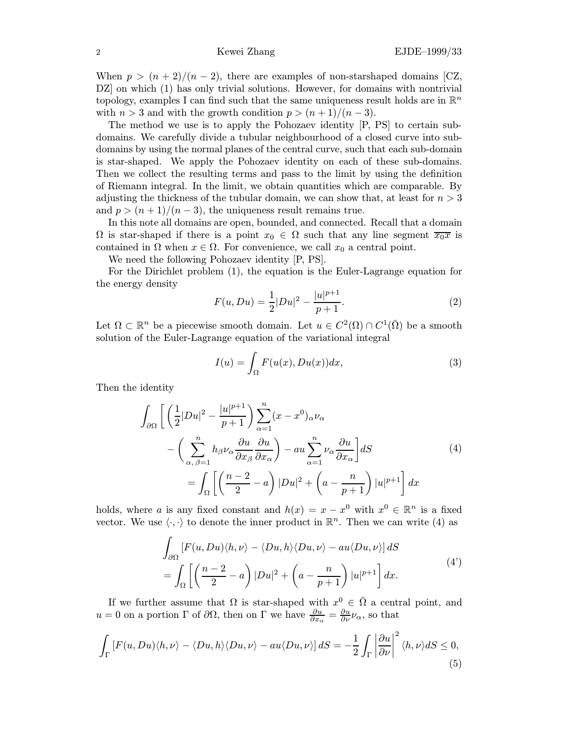When $p > (n+2)/(n-2)$, there are examples of non-starshaped domains [CZ, DZ] on which (1) has only trivial solutions. However, for domains with nontrivial topology, examples I can find such that the same uniqueness result holds are in $\mathbb{R}^n$ with $n > 3$ and with the growth condition $p > (n+1)/(n-3)$.

The method we use is to apply the Pohozaev identity [P, PS] to certain subdomains. We carefully divide a tubular neighbourhood of a closed curve into subdomains by using the normal planes of the central curve, such that each sub-domain is star-shaped. We apply the Pohozaev identity on each of these sub-domains. Then we collect the resulting terms and pass to the limit by using the definition of Riemann integral. In the limit, we obtain quantities which are comparable. By adjusting the thickness of the tubular domain, we can show that, at least for $n > 3$ and $p > (n+1)/(n-3)$, the uniqueness result remains true.

In this note all domains are open, bounded, and connected. Recall that a domain $\Omega$ is star-shaped if there is a point $x_0 \in \Omega$ such that any line segment $\overline{x_0 x}$ is contained in $\Omega$ when $x \in \Omega$. For convenience, we call $x_0$ a central point.

We need the following Pohozaev identity [P, PS].

For the Dirichlet problem (1), the equation is the Euler-Lagrange equation for the energy density

$$F(u, Du) = \frac{1}{2}|Du|^2 - \frac{|u|^{p+1}}{p+1}. \tag{2}$$

Let $\Omega \subset \mathbb{R}^n$ be a piecewise smooth domain. Let $u \in C^2(\Omega) \cap C^1(\bar{\Omega})$ be a smooth solution of the Euler-Lagrange equation of the variational integral

$$I(u) = \int_\Omega F(u(x), Du(x))dx, \tag{3}$$

Then the identity

$$\begin{aligned}\int_{\partial\Omega} \Bigg[ \left(\frac{1}{2}|Du|^2 - \frac{|u|^{p+1}}{p+1}\right) \sum_{\alpha=1}^{n} (x-x^0)_\alpha \nu_\alpha \\ - \left( \sum_{\alpha,\,\beta=1}^{n} h_\beta \nu_\alpha \frac{\partial u}{\partial x_\beta} \frac{\partial u}{\partial x_\alpha} \right) - au \sum_{\alpha=1}^{n} \nu_\alpha \frac{\partial u}{\partial x_\alpha} \Bigg] dS \\ = \int_\Omega \left[ \left(\frac{n-2}{2} - a\right) |Du|^2 + \left(a - \frac{n}{p+1}\right) |u|^{p+1} \right] dx\end{aligned} \tag{4}$$

holds, where $a$ is any fixed constant and $h(x) = x - x^0$ with $x^0 \in \mathbb{R}^n$ is a fixed vector. We use $\langle \cdot, \cdot \rangle$ to denote the inner product in $\mathbb{R}^n$. Then we can write (4) as

$$\begin{aligned}\int_{\partial\Omega} \left[ F(u, Du)\langle h, \nu\rangle - \langle Du, h\rangle\langle Du, \nu\rangle - au\langle Du, \nu\rangle \right] dS \\ = \int_\Omega \left[ \left(\frac{n-2}{2} - a\right) |Du|^2 + \left(a - \frac{n}{p+1}\right) |u|^{p+1} \right] dx.\end{aligned} \tag{4'}$$

If we further assume that $\Omega$ is star-shaped with $x^0 \in \bar{\Omega}$ a central point, and $u = 0$ on a portion $\Gamma$ of $\partial\Omega$, then on $\Gamma$ we have $\frac{\partial u}{\partial x_\alpha} = \frac{\partial u}{\partial \nu}\nu_\alpha$, so that

$$\int_\Gamma \left[ F(u, Du)\langle h, \nu\rangle - \langle Du, h\rangle\langle Du, \nu\rangle - au\langle Du, \nu\rangle \right] dS = -\frac{1}{2}\int_\Gamma \left|\frac{\partial u}{\partial \nu}\right|^2 \langle h, \nu\rangle dS \le 0, \tag{5}$$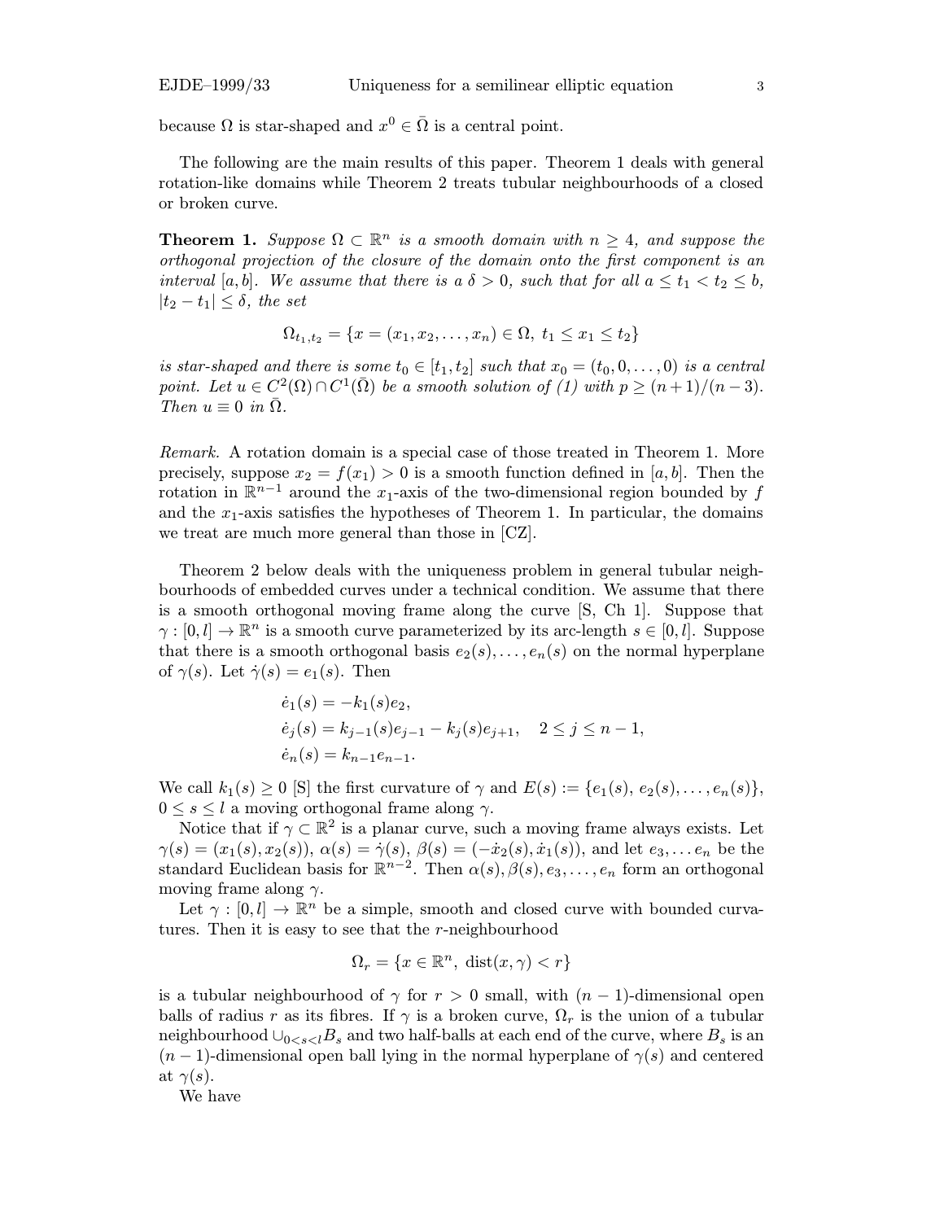because $\Omega$ is star-shaped and $x^0 \in \bar{\Omega}$ is a central point.

The following are the main results of this paper. Theorem 1 deals with general rotation-like domains while Theorem 2 treats tubular neighbourhoods of a closed or broken curve.

**Theorem 1.** *Suppose $\Omega \subset \mathbb{R}^n$ is a smooth domain with $n \geq 4$, and suppose the orthogonal projection of the closure of the domain onto the first component is an interval $[a, b]$. We assume that there is a $\delta > 0$, such that for all $a \leq t_1 < t_2 \leq b$, $|t_2 - t_1| \leq \delta$, the set*

$$\Omega_{t_1,t_2} = \{x = (x_1, x_2, \dots, x_n) \in \Omega,\ t_1 \leq x_1 \leq t_2\}$$

*is star-shaped and there is some $t_0 \in [t_1, t_2]$ such that $x_0 = (t_0, 0, \dots, 0)$ is a central point. Let $u \in C^2(\Omega) \cap C^1(\bar{\Omega})$ be a smooth solution of (1) with $p \geq (n+1)/(n-3)$. Then $u \equiv 0$ in $\bar{\Omega}$.*

*Remark.* A rotation domain is a special case of those treated in Theorem 1. More precisely, suppose $x_2 = f(x_1) > 0$ is a smooth function defined in $[a, b]$. Then the rotation in $\mathbb{R}^{n-1}$ around the $x_1$-axis of the two-dimensional region bounded by $f$ and the $x_1$-axis satisfies the hypotheses of Theorem 1. In particular, the domains we treat are much more general than those in [CZ].

Theorem 2 below deals with the uniqueness problem in general tubular neighbourhoods of embedded curves under a technical condition. We assume that there is a smooth orthogonal moving frame along the curve [S, Ch 1]. Suppose that $\gamma : [0, l] \to \mathbb{R}^n$ is a smooth curve parameterized by its arc-length $s \in [0, l]$. Suppose that there is a smooth orthogonal basis $e_2(s), \dots, e_n(s)$ on the normal hyperplane of $\gamma(s)$. Let $\dot{\gamma}(s) = e_1(s)$. Then

$$\begin{aligned}
\dot{e}_1(s) &= -k_1(s)e_2, \\
\dot{e}_j(s) &= k_{j-1}(s)e_{j-1} - k_j(s)e_{j+1}, \quad 2 \leq j \leq n-1, \\
\dot{e}_n(s) &= k_{n-1}e_{n-1}.
\end{aligned}$$

We call $k_1(s) \geq 0$ [S] the first curvature of $\gamma$ and $E(s) := \{e_1(s), e_2(s), \dots, e_n(s)\}$, $0 \leq s \leq l$ a moving orthogonal frame along $\gamma$.

Notice that if $\gamma \subset \mathbb{R}^2$ is a planar curve, such a moving frame always exists. Let $\gamma(s) = (x_1(s), x_2(s))$, $\alpha(s) = \dot{\gamma}(s)$, $\beta(s) = (-\dot{x}_2(s), \dot{x}_1(s))$, and let $e_3, \dots e_n$ be the standard Euclidean basis for $\mathbb{R}^{n-2}$. Then $\alpha(s), \beta(s), e_3, \dots, e_n$ form an orthogonal moving frame along $\gamma$.

Let $\gamma : [0, l] \to \mathbb{R}^n$ be a simple, smooth and closed curve with bounded curvatures. Then it is easy to see that the $r$-neighbourhood

$$\Omega_r = \{x \in \mathbb{R}^n,\ \operatorname{dist}(x, \gamma) < r\}$$

is a tubular neighbourhood of $\gamma$ for $r > 0$ small, with $(n-1)$-dimensional open balls of radius $r$ as its fibres. If $\gamma$ is a broken curve, $\Omega_r$ is the union of a tubular neighbourhood $\cup_{0<s<l} B_s$ and two half-balls at each end of the curve, where $B_s$ is an $(n-1)$-dimensional open ball lying in the normal hyperplane of $\gamma(s)$ and centered at $\gamma(s)$.

We have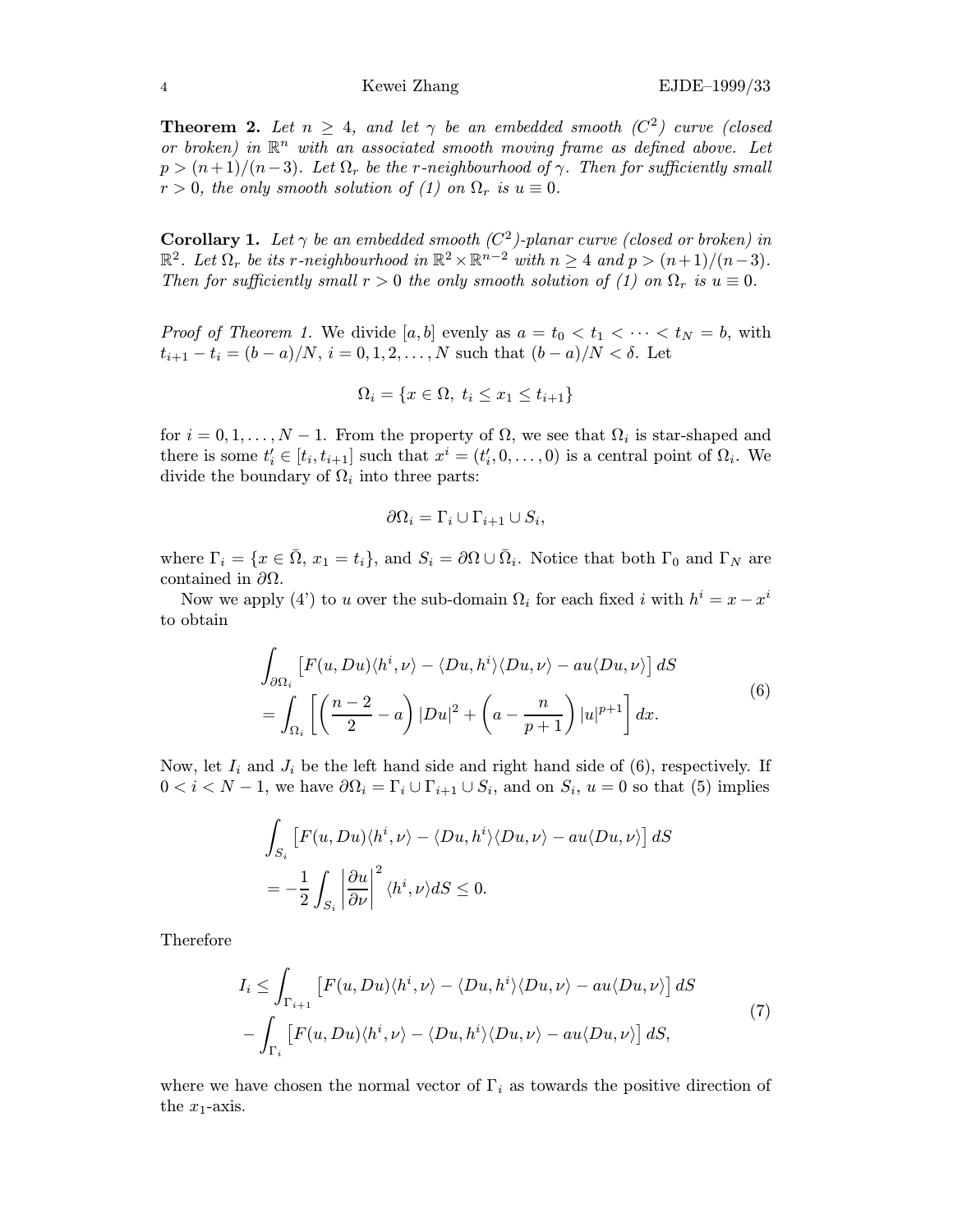**Theorem 2.** *Let $n \geq 4$, and let $\gamma$ be an embedded smooth ($C^2$) curve (closed or broken) in $\mathbb{R}^n$ with an associated smooth moving frame as defined above. Let $p > (n+1)/(n-3)$. Let $\Omega_r$ be the $r$-neighbourhood of $\gamma$. Then for sufficiently small $r > 0$, the only smooth solution of (1) on $\Omega_r$ is $u \equiv 0$.*

**Corollary 1.** *Let $\gamma$ be an embedded smooth ($C^2$)-planar curve (closed or broken) in $\mathbb{R}^2$. Let $\Omega_r$ be its $r$-neighbourhood in $\mathbb{R}^2 \times \mathbb{R}^{n-2}$ with $n \geq 4$ and $p > (n+1)/(n-3)$. Then for sufficiently small $r > 0$ the only smooth solution of (1) on $\Omega_r$ is $u \equiv 0$.*

*Proof of Theorem 1.* We divide $[a, b]$ evenly as $a = t_0 < t_1 < \cdots < t_N = b$, with $t_{i+1} - t_i = (b-a)/N$, $i = 0, 1, 2, \ldots, N$ such that $(b-a)/N < \delta$. Let

$$\Omega_i = \{x \in \Omega,\ t_i \leq x_1 \leq t_{i+1}\}$$

for $i = 0, 1, \ldots, N-1$. From the property of $\Omega$, we see that $\Omega_i$ is star-shaped and there is some $t'_i \in [t_i, t_{i+1}]$ such that $x^i = (t'_i, 0, \ldots, 0)$ is a central point of $\Omega_i$. We divide the boundary of $\Omega_i$ into three parts:

$$\partial\Omega_i = \Gamma_i \cup \Gamma_{i+1} \cup S_i,$$

where $\Gamma_i = \{x \in \bar{\Omega},\ x_1 = t_i\}$, and $S_i = \partial\Omega \cup \bar{\Omega}_i$. Notice that both $\Gamma_0$ and $\Gamma_N$ are contained in $\partial\Omega$.

Now we apply (4') to $u$ over the sub-domain $\Omega_i$ for each fixed $i$ with $h^i = x - x^i$ to obtain

$$\begin{aligned}
&\int_{\partial\Omega_i} \left[F(u, Du)\langle h^i, \nu\rangle - \langle Du, h^i\rangle\langle Du, \nu\rangle - au\langle Du, \nu\rangle\right] dS \\
&= \int_{\Omega_i} \left[\left(\frac{n-2}{2} - a\right)|Du|^2 + \left(a - \frac{n}{p+1}\right)|u|^{p+1}\right] dx.
\end{aligned} \tag{6}$$

Now, let $I_i$ and $J_i$ be the left hand side and right hand side of (6), respectively. If $0 < i < N-1$, we have $\partial\Omega_i = \Gamma_i \cup \Gamma_{i+1} \cup S_i$, and on $S_i$, $u = 0$ so that (5) implies

$$\begin{aligned}
&\int_{S_i} \left[F(u, Du)\langle h^i, \nu\rangle - \langle Du, h^i\rangle\langle Du, \nu\rangle - au\langle Du, \nu\rangle\right] dS \\
&= -\frac{1}{2}\int_{S_i} \left|\frac{\partial u}{\partial \nu}\right|^2 \langle h^i, \nu\rangle dS \leq 0.
\end{aligned}$$

Therefore

$$\begin{aligned}
I_i \leq &\int_{\Gamma_{i+1}} \left[F(u, Du)\langle h^i, \nu\rangle - \langle Du, h^i\rangle\langle Du, \nu\rangle - au\langle Du, \nu\rangle\right] dS \\
&- \int_{\Gamma_i} \left[F(u, Du)\langle h^i, \nu\rangle - \langle Du, h^i\rangle\langle Du, \nu\rangle - au\langle Du, \nu\rangle\right] dS,
\end{aligned} \tag{7}$$

where we have chosen the normal vector of $\Gamma_i$ as towards the positive direction of the $x_1$-axis.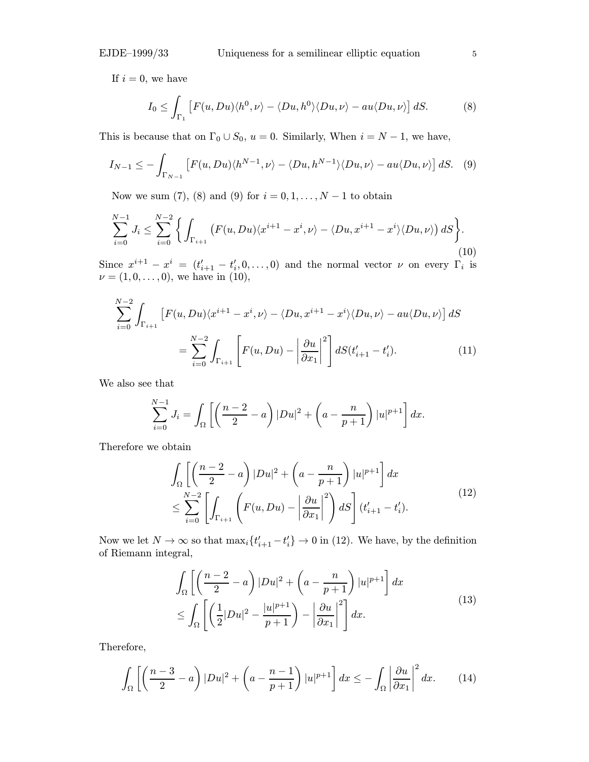If $i = 0$, we have

$$I_0 \le \int_{\Gamma_1} \left[ F(u, Du)\langle h^0, \nu\rangle - \langle Du, h^0\rangle\langle Du, \nu\rangle - au\langle Du, \nu\rangle \right] dS. \tag{8}$$

This is because that on $\Gamma_0 \cup S_0$, $u = 0$. Similarly, When $i = N - 1$, we have,

$$I_{N-1} \le -\int_{\Gamma_{N-1}} \left[ F(u, Du)\langle h^{N-1}, \nu\rangle - \langle Du, h^{N-1}\rangle\langle Du, \nu\rangle - au\langle Du, \nu\rangle \right] dS. \tag{9}$$

Now we sum (7), (8) and (9) for $i = 0, 1, \dots, N-1$ to obtain

$$\sum_{i=0}^{N-1} J_i \le \sum_{i=0}^{N-2} \left\{ \int_{\Gamma_{i+1}} \left( F(u, Du)\langle x^{i+1} - x^i, \nu\rangle - \langle Du, x^{i+1} - x^i\rangle\langle Du, \nu\rangle \right) dS \right\}. \tag{10}$$

Since $x^{i+1} - x^i = (t'_{i+1} - t'_i, 0, \dots, 0)$ and the normal vector $\nu$ on every $\Gamma_i$ is $\nu = (1, 0, \dots, 0)$, we have in (10),

$$\begin{aligned} \sum_{i=0}^{N-2} \int_{\Gamma_{i+1}} & \left[ F(u, Du)\langle x^{i+1} - x^i, \nu\rangle - \langle Du, x^{i+1} - x^i\rangle\langle Du, \nu\rangle - au\langle Du, \nu\rangle \right] dS \\ &= \sum_{i=0}^{N-2} \int_{\Gamma_{i+1}} \left[ F(u, Du) - \left| \frac{\partial u}{\partial x_1} \right|^2 \right] dS (t'_{i+1} - t'_i). \end{aligned} \tag{11}$$

We also see that

$$\sum_{i=0}^{N-1} J_i = \int_\Omega \left[ \left( \frac{n-2}{2} - a \right) |Du|^2 + \left( a - \frac{n}{p+1} \right) |u|^{p+1} \right] dx.$$

Therefore we obtain

$$\begin{aligned} &\int_\Omega \left[ \left( \frac{n-2}{2} - a \right) |Du|^2 + \left( a - \frac{n}{p+1} \right) |u|^{p+1} \right] dx \\ &\le \sum_{i=0}^{N-2} \left[ \int_{\Gamma_{i+1}} \left( F(u, Du) - \left| \frac{\partial u}{\partial x_1} \right|^2 \right) dS \right] (t'_{i+1} - t'_i). \end{aligned} \tag{12}$$

Now we let $N \to \infty$ so that $\max_i \{t'_{i+1} - t'_i\} \to 0$ in (12). We have, by the definition of Riemann integral,

$$\begin{aligned} &\int_\Omega \left[ \left( \frac{n-2}{2} - a \right) |Du|^2 + \left( a - \frac{n}{p+1} \right) |u|^{p+1} \right] dx \\ &\le \int_\Omega \left[ \left( \frac{1}{2}|Du|^2 - \frac{|u|^{p+1}}{p+1} \right) - \left| \frac{\partial u}{\partial x_1} \right|^2 \right] dx. \end{aligned} \tag{13}$$

Therefore,

$$\int_\Omega \left[ \left( \frac{n-3}{2} - a \right) |Du|^2 + \left( a - \frac{n-1}{p+1} \right) |u|^{p+1} \right] dx \le -\int_\Omega \left| \frac{\partial u}{\partial x_1} \right|^2 dx. \tag{14}$$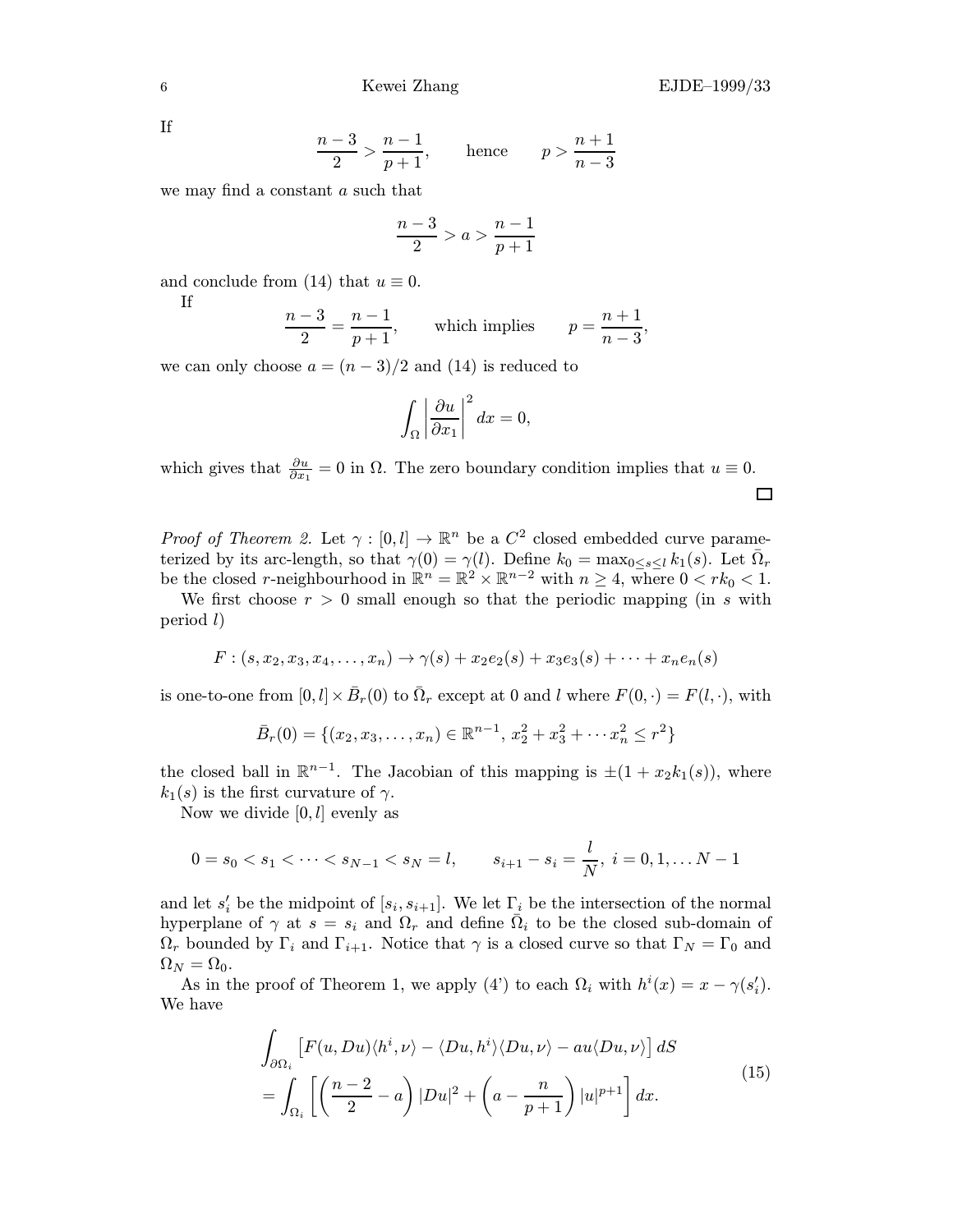If

$$\frac{n-3}{2} > \frac{n-1}{p+1}, \qquad \text{hence} \qquad p > \frac{n+1}{n-3}$$

we may find a constant $a$ such that

$$\frac{n-3}{2} > a > \frac{n-1}{p+1}$$

and conclude from (14) that $u \equiv 0$.

If

$$\frac{n-3}{2} = \frac{n-1}{p+1}, \qquad \text{which implies} \qquad p = \frac{n+1}{n-3},$$

we can only choose $a = (n-3)/2$ and (14) is reduced to

$$\int_\Omega \left| \frac{\partial u}{\partial x_1} \right|^2 dx = 0,$$

which gives that $\frac{\partial u}{\partial x_1} = 0$ in $\Omega$. The zero boundary condition implies that $u \equiv 0$. $\square$

*Proof of Theorem 2.* Let $\gamma : [0, l] \to \mathbb{R}^n$ be a $C^2$ closed embedded curve parameterized by its arc-length, so that $\gamma(0) = \gamma(l)$. Define $k_0 = \max_{0 \le s \le l} k_1(s)$. Let $\bar{\Omega}_r$ be the closed $r$-neighbourhood in $\mathbb{R}^n = \mathbb{R}^2 \times \mathbb{R}^{n-2}$ with $n \ge 4$, where $0 < rk_0 < 1$.

We first choose $r > 0$ small enough so that the periodic mapping (in $s$ with period $l$)

$$F : (s, x_2, x_3, x_4, \dots, x_n) \to \gamma(s) + x_2 e_2(s) + x_3 e_3(s) + \cdots + x_n e_n(s)$$

is one-to-one from $[0, l] \times \bar{B}_r(0)$ to $\bar{\Omega}_r$ except at $0$ and $l$ where $F(0, \cdot) = F(l, \cdot)$, with

$$\bar{B}_r(0) = \{(x_2, x_3, \dots, x_n) \in \mathbb{R}^{n-1},\ x_2^2 + x_3^2 + \cdots x_n^2 \le r^2\}$$

the closed ball in $\mathbb{R}^{n-1}$. The Jacobian of this mapping is $\pm(1 + x_2 k_1(s))$, where $k_1(s)$ is the first curvature of $\gamma$.

Now we divide $[0, l]$ evenly as

$$0 = s_0 < s_1 < \cdots < s_{N-1} < s_N = l, \qquad s_{i+1} - s_i = \frac{l}{N},\ i = 0, 1, \dots N-1$$

and let $s_i'$ be the midpoint of $[s_i, s_{i+1}]$. We let $\Gamma_i$ be the intersection of the normal hyperplane of $\gamma$ at $s = s_i$ and $\Omega_r$ and define $\bar{\Omega}_i$ to be the closed sub-domain of $\Omega_r$ bounded by $\Gamma_i$ and $\Gamma_{i+1}$. Notice that $\gamma$ is a closed curve so that $\Gamma_N = \Gamma_0$ and $\Omega_N = \Omega_0$.

As in the proof of Theorem 1, we apply (4') to each $\Omega_i$ with $h^i(x) = x - \gamma(s_i')$. We have

$$\begin{aligned}
&\int_{\partial\Omega_i} \left[ F(u, Du)\langle h^i, \nu\rangle - \langle Du, h^i\rangle\langle Du, \nu\rangle - au\langle Du, \nu\rangle \right] dS \\
&= \int_{\Omega_i} \left[ \left( \frac{n-2}{2} - a \right) |Du|^2 + \left( a - \frac{n}{p+1} \right) |u|^{p+1} \right] dx.
\end{aligned} \tag{15}$$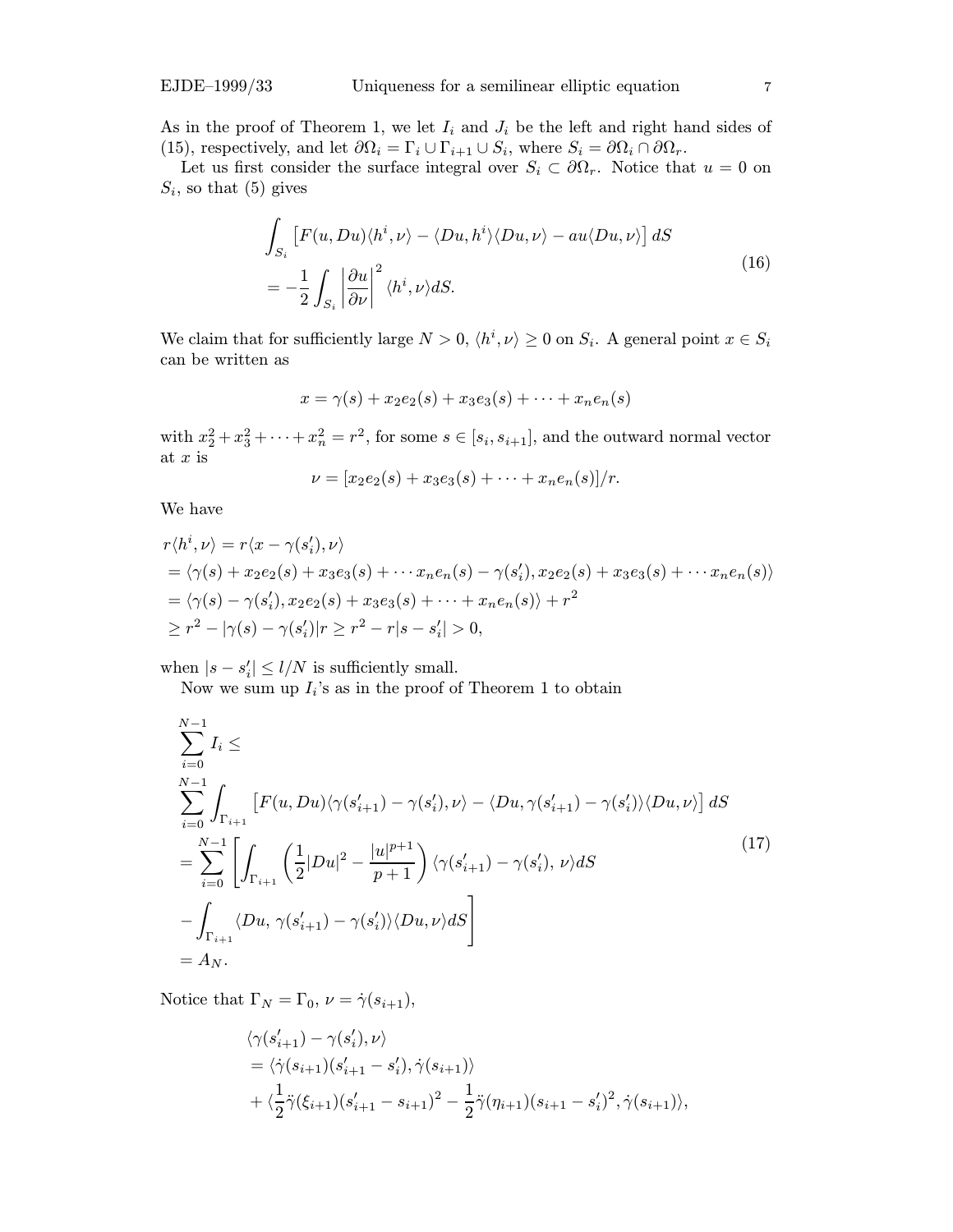As in the proof of Theorem 1, we let $I_i$ and $J_i$ be the left and right hand sides of (15), respectively, and let $\partial\Omega_i = \Gamma_i \cup \Gamma_{i+1} \cup S_i$, where $S_i = \partial\Omega_i \cap \partial\Omega_r$.

Let us first consider the surface integral over $S_i \subset \partial\Omega_r$. Notice that $u = 0$ on $S_i$, so that (5) gives

$$
\begin{aligned}
&\int_{S_i} \left[F(u, Du)\langle h^i, \nu\rangle - \langle Du, h^i\rangle\langle Du, \nu\rangle - au\langle Du, \nu\rangle\right] dS \\
&= -\frac{1}{2}\int_{S_i} \left|\frac{\partial u}{\partial \nu}\right|^2 \langle h^i, \nu\rangle dS.
\end{aligned}
\tag{16}
$$

We claim that for sufficiently large $N > 0$, $\langle h^i, \nu\rangle \geq 0$ on $S_i$. A general point $x \in S_i$ can be written as

$$
x = \gamma(s) + x_2 e_2(s) + x_3 e_3(s) + \cdots + x_n e_n(s)
$$

with $x_2^2 + x_3^2 + \cdots + x_n^2 = r^2$, for some $s \in [s_i, s_{i+1}]$, and the outward normal vector at $x$ is

$$
\nu = [x_2 e_2(s) + x_3 e_3(s) + \cdots + x_n e_n(s)]/r.
$$

We have

$$
\begin{aligned}
&r\langle h^i, \nu\rangle = r\langle x - \gamma(s_i'), \nu\rangle \\
&= \langle \gamma(s) + x_2 e_2(s) + x_3 e_3(s) + \cdots x_n e_n(s) - \gamma(s_i'), x_2 e_2(s) + x_3 e_3(s) + \cdots x_n e_n(s)\rangle \\
&= \langle \gamma(s) - \gamma(s_i'), x_2 e_2(s) + x_3 e_3(s) + \cdots + x_n e_n(s)\rangle + r^2 \\
&\geq r^2 - |\gamma(s) - \gamma(s_i')| r \geq r^2 - r|s - s_i'| > 0,
\end{aligned}
$$

when $|s - s_i'| \leq l/N$ is sufficiently small.

Now we sum up $I_i$'s as in the proof of Theorem 1 to obtain

$$
\begin{aligned}
&\sum_{i=0}^{N-1} I_i \leq \\
&\sum_{i=0}^{N-1} \int_{\Gamma_{i+1}} \left[F(u, Du)\langle \gamma(s_{i+1}') - \gamma(s_i'), \nu\rangle - \langle Du, \gamma(s_{i+1}') - \gamma(s_i')\rangle\langle Du, \nu\rangle\right] dS \\
&= \sum_{i=0}^{N-1} \left[\int_{\Gamma_{i+1}} \left(\frac{1}{2}|Du|^2 - \frac{|u|^{p+1}}{p+1}\right)\langle \gamma(s_{i+1}') - \gamma(s_i'),\, \nu\rangle dS \right.\\
&\left. - \int_{\Gamma_{i+1}} \langle Du,\, \gamma(s_{i+1}') - \gamma(s_i')\rangle\langle Du, \nu\rangle dS\right] \\
&= A_N.
\end{aligned}
\tag{17}
$$

Notice that $\Gamma_N = \Gamma_0$, $\nu = \dot\gamma(s_{i+1})$,

$$
\begin{aligned}
&\langle \gamma(s_{i+1}') - \gamma(s_i'), \nu\rangle \\
&= \langle \dot\gamma(s_{i+1})(s_{i+1}' - s_i'), \dot\gamma(s_{i+1})\rangle \\
&+ \langle \frac{1}{2}\ddot\gamma(\xi_{i+1})(s_{i+1}' - s_{i+1})^2 - \frac{1}{2}\ddot\gamma(\eta_{i+1})(s_{i+1} - s_i')^2, \dot\gamma(s_{i+1})\rangle,
\end{aligned}
$$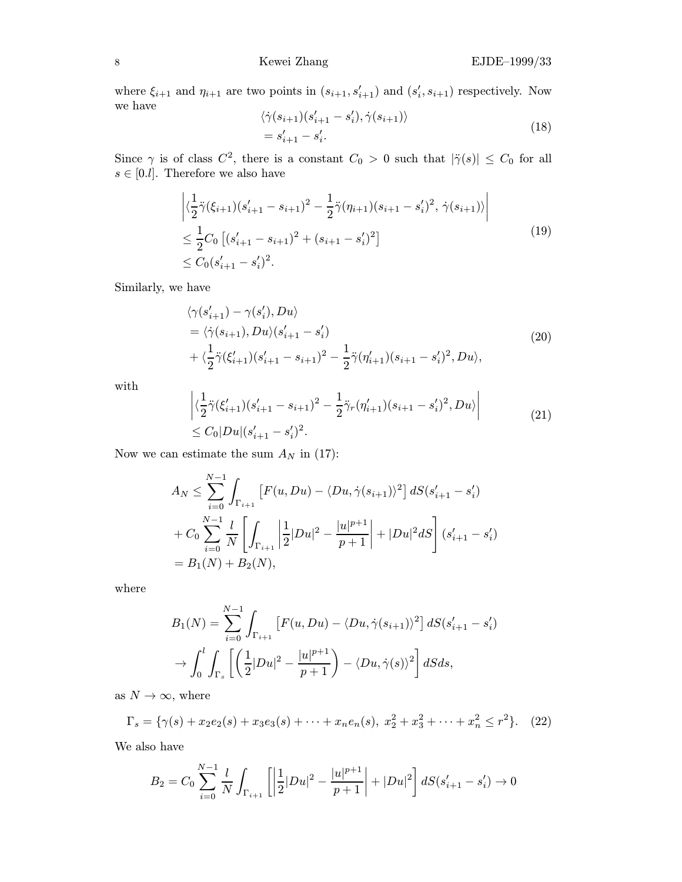where $\xi_{i+1}$ and $\eta_{i+1}$ are two points in $(s_{i+1}, s'_{i+1})$ and $(s'_i, s_{i+1})$ respectively. Now we have

$$
\begin{aligned}
&\langle \dot\gamma(s_{i+1})(s'_{i+1} - s'_i), \dot\gamma(s_{i+1})\rangle \\
&= s'_{i+1} - s'_i.
\end{aligned}
\tag{18}
$$

Since $\gamma$ is of class $C^2$, there is a constant $C_0 > 0$ such that $|\ddot\gamma(s)| \le C_0$ for all $s \in [0.l]$. Therefore we also have

$$
\begin{aligned}
&\left|\langle \frac{1}{2}\ddot\gamma(\xi_{i+1})(s'_{i+1} - s_{i+1})^2 - \frac{1}{2}\ddot\gamma(\eta_{i+1})(s_{i+1} - s'_i)^2,\, \dot\gamma(s_{i+1})\rangle\right| \\
&\le \frac{1}{2}C_0\left[(s'_{i+1} - s_{i+1})^2 + (s_{i+1} - s'_i)^2\right] \\
&\le C_0(s'_{i+1} - s'_i)^2.
\end{aligned}
\tag{19}
$$

Similarly, we have

$$
\begin{aligned}
&\langle \gamma(s'_{i+1}) - \gamma(s'_i), Du\rangle \\
&= \langle \dot\gamma(s_{i+1}), Du\rangle(s'_{i+1} - s'_i) \\
&+ \langle \frac{1}{2}\ddot\gamma(\xi'_{i+1})(s'_{i+1} - s_{i+1})^2 - \frac{1}{2}\ddot\gamma(\eta'_{i+1})(s_{i+1} - s'_i)^2, Du\rangle,
\end{aligned}
\tag{20}
$$

with

$$
\begin{aligned}
&\left|\langle \frac{1}{2}\ddot\gamma(\xi'_{i+1})(s'_{i+1} - s_{i+1})^2 - \frac{1}{2}\ddot\gamma_r(\eta'_{i+1})(s_{i+1} - s'_i)^2, Du\rangle\right| \\
&\le C_0|Du|(s'_{i+1} - s'_i)^2.
\end{aligned}
\tag{21}
$$

Now we can estimate the sum $A_N$ in (17):

$$
\begin{aligned}
A_N &\le \sum_{i=0}^{N-1}\int_{\Gamma_{i+1}}\left[F(u,Du) - \langle Du, \dot\gamma(s_{i+1})\rangle^2\right]dS(s'_{i+1} - s'_i) \\
&+ C_0\sum_{i=0}^{N-1}\frac{l}{N}\left[\int_{\Gamma_{i+1}}\left|\frac{1}{2}|Du|^2 - \frac{|u|^{p+1}}{p+1}\right| + |Du|^2 dS\right](s'_{i+1} - s'_i) \\
&= B_1(N) + B_2(N),
\end{aligned}
$$

where

$$
\begin{aligned}
B_1(N) &= \sum_{i=0}^{N-1}\int_{\Gamma_{i+1}}\left[F(u,Du) - \langle Du, \dot\gamma(s_{i+1})\rangle^2\right]dS(s'_{i+1} - s'_i) \\
&\to \int_0^l\int_{\Gamma_s}\left[\left(\frac{1}{2}|Du|^2 - \frac{|u|^{p+1}}{p+1}\right) - \langle Du, \dot\gamma(s)\rangle^2\right]dSds,
\end{aligned}
$$

as $N \to \infty$, where

$$
\Gamma_s = \{\gamma(s) + x_2e_2(s) + x_3e_3(s) + \cdots + x_ne_n(s),\ x_2^2 + x_3^2 + \cdots + x_n^2 \le r^2\}. \tag{22}
$$

We also have

$$
B_2 = C_0\sum_{i=0}^{N-1}\frac{l}{N}\int_{\Gamma_{i+1}}\left[\left|\frac{1}{2}|Du|^2 - \frac{|u|^{p+1}}{p+1}\right| + |Du|^2\right]dS(s'_{i+1} - s'_i) \to 0
$$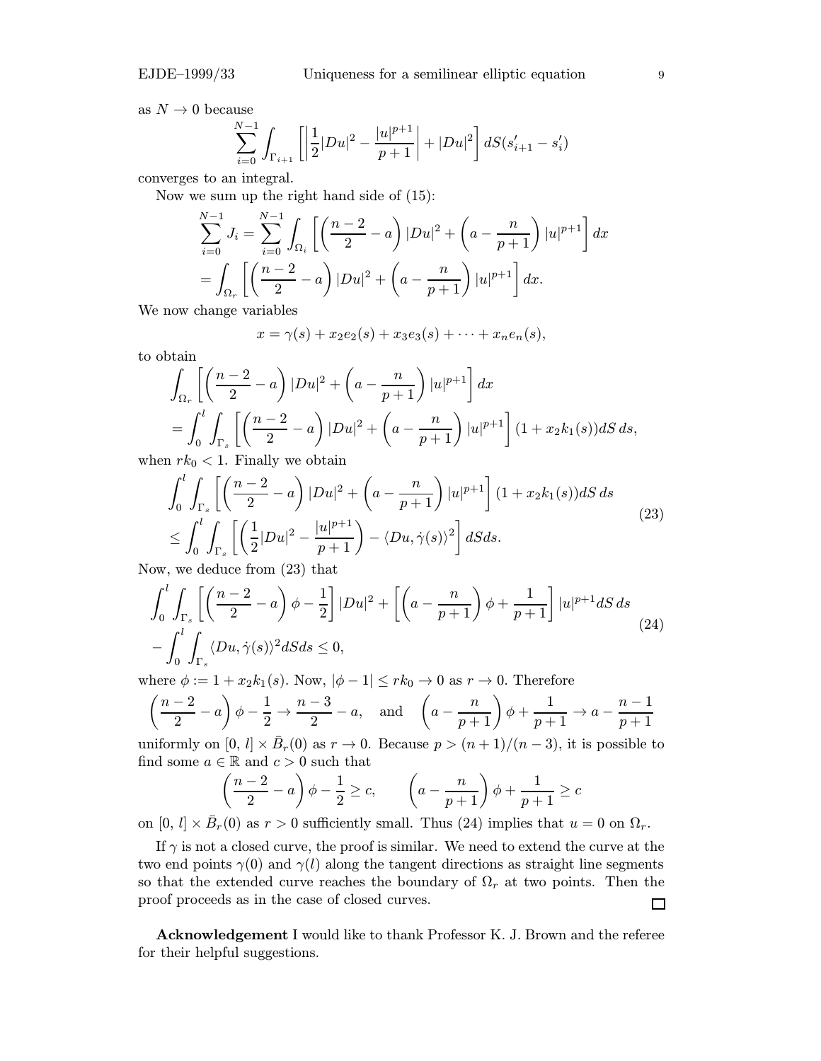as $N \to 0$ because

$$\sum_{i=0}^{N-1} \int_{\Gamma_{i+1}} \left[ \left| \frac{1}{2}|Du|^2 - \frac{|u|^{p+1}}{p+1} \right| + |Du|^2 \right] dS(s'_{i+1} - s'_i)$$

converges to an integral.

Now we sum up the right hand side of (15):

$$\begin{aligned}\sum_{i=0}^{N-1} J_i &= \sum_{i=0}^{N-1} \int_{\Omega_i} \left[ \left( \frac{n-2}{2} - a \right) |Du|^2 + \left( a - \frac{n}{p+1} \right) |u|^{p+1} \right] dx \\ &= \int_{\Omega_r} \left[ \left( \frac{n-2}{2} - a \right) |Du|^2 + \left( a - \frac{n}{p+1} \right) |u|^{p+1} \right] dx.\end{aligned}$$

We now change variables

$$x = \gamma(s) + x_2 e_2(s) + x_3 e_3(s) + \cdots + x_n e_n(s),$$

to obtain

$$\begin{aligned}&\int_{\Omega_r} \left[ \left( \frac{n-2}{2} - a \right) |Du|^2 + \left( a - \frac{n}{p+1} \right) |u|^{p+1} \right] dx \\ &= \int_0^l \int_{\Gamma_s} \left[ \left( \frac{n-2}{2} - a \right) |Du|^2 + \left( a - \frac{n}{p+1} \right) |u|^{p+1} \right] (1 + x_2 k_1(s)) dS\, ds,\end{aligned}$$

when $rk_0 < 1$. Finally we obtain

$$\begin{aligned}&\int_0^l \int_{\Gamma_s} \left[ \left( \frac{n-2}{2} - a \right) |Du|^2 + \left( a - \frac{n}{p+1} \right) |u|^{p+1} \right] (1 + x_2 k_1(s)) dS\, ds \\ &\leq \int_0^l \int_{\Gamma_s} \left[ \left( \frac{1}{2}|Du|^2 - \frac{|u|^{p+1}}{p+1} \right) - \langle Du, \dot{\gamma}(s) \rangle^2 \right] dS ds.\end{aligned} \tag{23}$$

Now, we deduce from (23) that

$$\begin{aligned}&\int_0^l \int_{\Gamma_s} \left[ \left( \frac{n-2}{2} - a \right) \phi - \frac{1}{2} \right] |Du|^2 + \left[ \left( a - \frac{n}{p+1} \right) \phi + \frac{1}{p+1} \right] |u|^{p+1} dS\, ds \\ &- \int_0^l \int_{\Gamma_s} \langle Du, \dot{\gamma}(s) \rangle^2 dS ds \leq 0,\end{aligned} \tag{24}$$

where $\phi := 1 + x_2 k_1(s)$. Now, $|\phi - 1| \leq rk_0 \to 0$ as $r \to 0$. Therefore

$$\left( \frac{n-2}{2} - a \right) \phi - \frac{1}{2} \to \frac{n-3}{2} - a, \quad \text{and} \quad \left( a - \frac{n}{p+1} \right) \phi + \frac{1}{p+1} \to a - \frac{n-1}{p+1}$$

uniformly on $[0,\, l] \times \bar{B}_r(0)$ as $r \to 0$. Because $p > (n+1)/(n-3)$, it is possible to find some $a \in \mathbb{R}$ and $c > 0$ such that

$$\left( \frac{n-2}{2} - a \right) \phi - \frac{1}{2} \geq c, \qquad \left( a - \frac{n}{p+1} \right) \phi + \frac{1}{p+1} \geq c$$

on $[0,\, l] \times \bar{B}_r(0)$ as $r > 0$ sufficiently small. Thus (24) implies that $u = 0$ on $\Omega_r$.

If $\gamma$ is not a closed curve, the proof is similar. We need to extend the curve at the two end points $\gamma(0)$ and $\gamma(l)$ along the tangent directions as straight line segments so that the extended curve reaches the boundary of $\Omega_r$ at two points. Then the proof proceeds as in the case of closed curves. □

**Acknowledgement** I would like to thank Professor K. J. Brown and the referee for their helpful suggestions.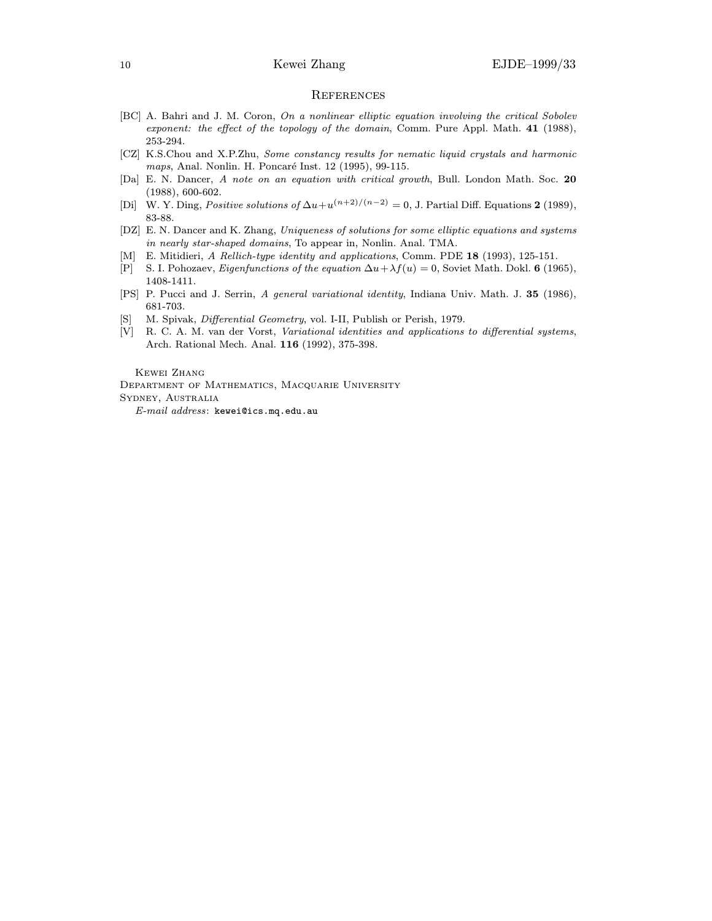## References

[BC] A. Bahri and J. M. Coron, *On a nonlinear elliptic equation involving the critical Sobolev exponent: the effect of the topology of the domain*, Comm. Pure Appl. Math. **41** (1988), 253-294.

[CZ] K.S.Chou and X.P.Zhu, *Some constancy results for nematic liquid crystals and harmonic maps*, Anal. Nonlin. H. Poncaré Inst. 12 (1995), 99-115.

[Da] E. N. Dancer, *A note on an equation with critical growth*, Bull. London Math. Soc. **20** (1988), 600-602.

[Di] W. Y. Ding, *Positive solutions of $\Delta u + u^{(n+2)/(n-2)} = 0$*, J. Partial Diff. Equations **2** (1989), 83-88.

[DZ] E. N. Dancer and K. Zhang, *Uniqueness of solutions for some elliptic equations and systems in nearly star-shaped domains*, To appear in, Nonlin. Anal. TMA.

[M] E. Mitidieri, *A Rellich-type identity and applications*, Comm. PDE **18** (1993), 125-151.

[P] S. I. Pohozaev, *Eigenfunctions of the equation $\Delta u + \lambda f(u) = 0$*, Soviet Math. Dokl. **6** (1965), 1408-1411.

[PS] P. Pucci and J. Serrin, *A general variational identity*, Indiana Univ. Math. J. **35** (1986), 681-703.

[S] M. Spivak, *Differential Geometry*, vol. I-II, Publish or Perish, 1979.

[V] R. C. A. M. van der Vorst, *Variational identities and applications to differential systems*, Arch. Rational Mech. Anal. **116** (1992), 375-398.

Kewei Zhang
Department of Mathematics, Macquarie University
Sydney, Australia
*E-mail address*: kewei@ics.mq.edu.au